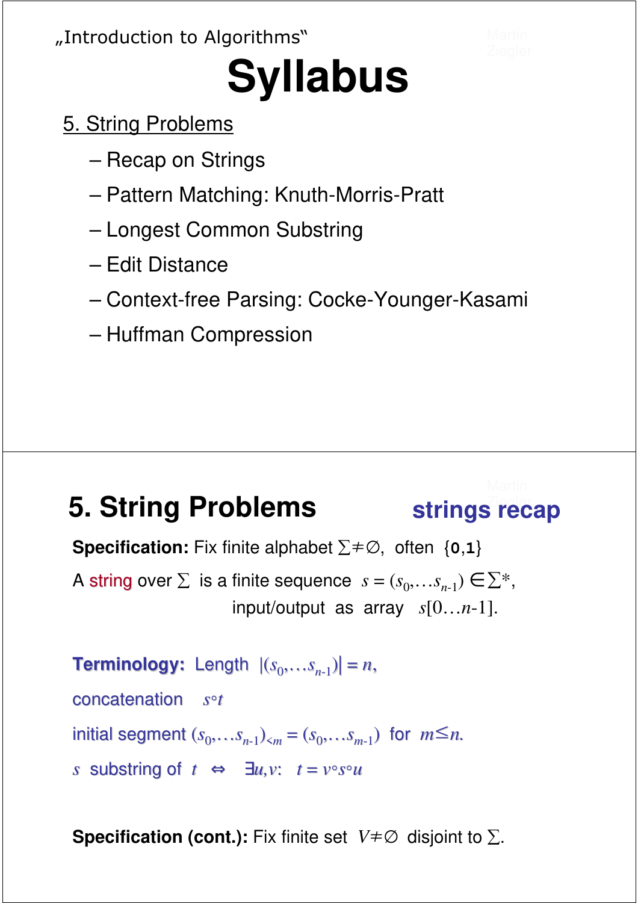„Introduction to Algorithms"

# Syllabus

5. String Problems

- Recap on Strings
- Pattern Matching: Knuth-Morris-Pratt
- Longest Common Substring
- Edit Distance
- Context-free Parsing: Cocke-Younger-Kasami
- Huffman Compression

# 5. String Problems

## strings recap

**Specification:** Fix finite alphabet $\Sigma \neq \emptyset$, often {0,1}

A string over $\Sigma$ is a finite sequence $s = (s_0, \ldots s_{n-1}) \in \Sigma^*$,
input/output as array $s[0\ldots n\text{-}1]$.

**Terminology:** Length $|(s_0, \ldots s_{n-1})| = n$,

concatenation $s \circ t$

initial segment $(s_0, \ldots s_{n-1})_{<m} = (s_0, \ldots s_{m-1})$ for $m \leq n$.

$s$ substring of $t$ $\Leftrightarrow$ $\exists u,v$: $t = v \circ s \circ u$

**Specification (cont.):** Fix finite set $V \neq \emptyset$ disjoint to $\Sigma$.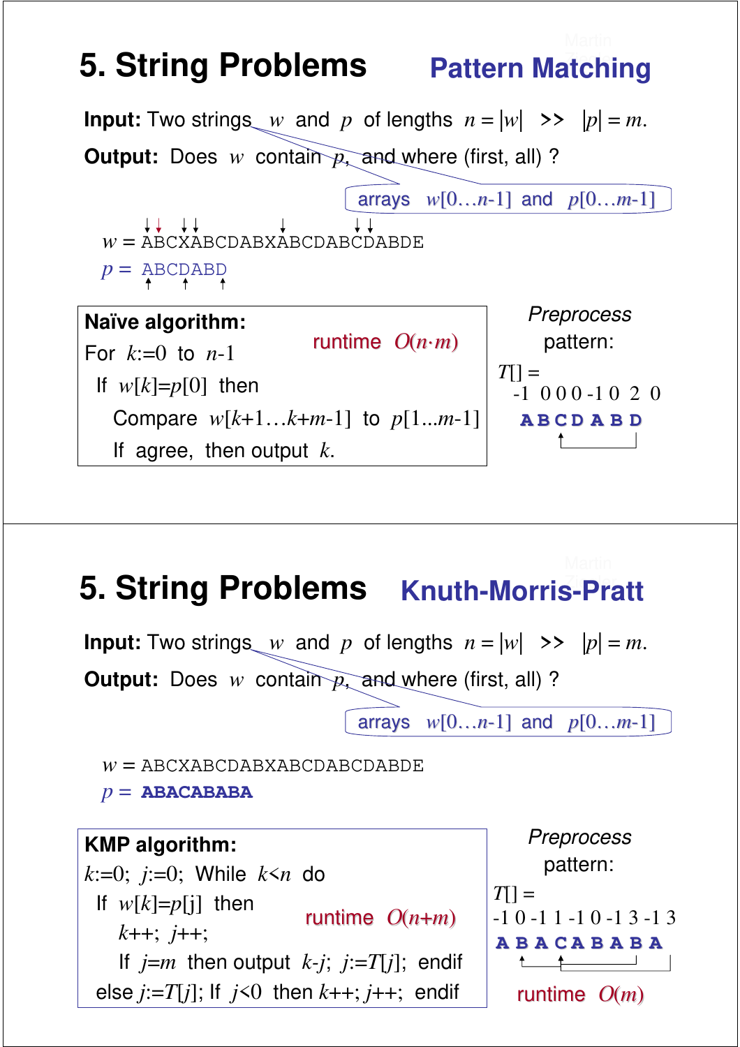# 5. String Problems — Pattern Matching

**Input:** Two strings $w$ and $p$ of lengths $n = |w|$ >> $|p| = m$.

**Output:** Does $w$ contain $p$, and where (first, all) ?

arrays $w[0\ldots n\text{-}1]$ and $p[0\ldots m\text{-}1]$

$w$ = ABCXABCDABXABCDABCDABDE

$p$ = ABCDABD

**Naïve algorithm:**

runtime $O(n \cdot m)$

For $k$:=0 to $n$-1
  If $w[k]$=$p[0]$ then
    Compare $w[k+1\ldots k+m\text{-}1]$ to $p[1\ldots m\text{-}1]$
    If agree, then output $k$.

*Preprocess* pattern:

$T[]$ =
-1 0 0 0 -1 0 2 0
A B C D A B D

# 5. String Problems — Knuth-Morris-Pratt

**Input:** Two strings $w$ and $p$ of lengths $n = |w|$ >> $|p| = m$.

**Output:** Does $w$ contain $p$, and where (first, all) ?

arrays $w[0\ldots n\text{-}1]$ and $p[0\ldots m\text{-}1]$

$w$ = ABCXABCDABXABCDABCDABDE

$p$ = **ABACABABA**

**KMP algorithm:**

runtime $O(n+m)$

$k$:=0; $j$:=0; While $k<n$ do
  If $w[k]$=$p[j]$ then
    $k$++; $j$++;
    If $j$=$m$ then output $k$-$j$; $j$:=$T[j]$; endif
  else $j$:=$T[j]$; If $j<0$ then $k$++; $j$++; endif

*Preprocess* pattern:

$T[]$ =
-1 0 -1 1 -1 0 -1 3 -1 3
A B A C A B A B A

runtime $O(m)$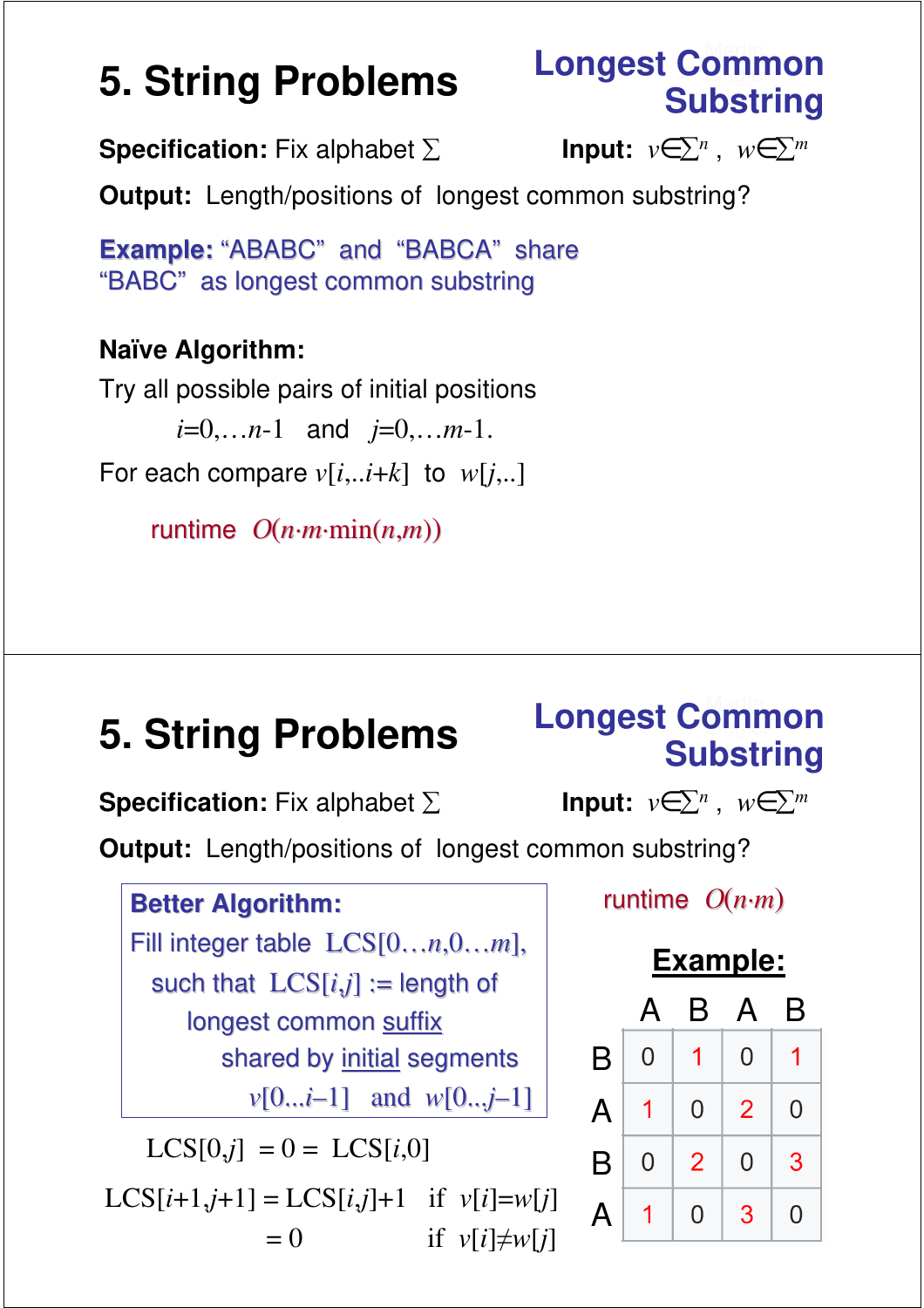# 5. String Problems

## Longest Common Substring

**Specification:** Fix alphabet $\Sigma$ **Input:** $v \in \Sigma^n$ , $w \in \Sigma^m$

**Output:** Length/positions of longest common substring?

**Example:** "ABABC" and "BABCA" share "BABC" as longest common substring

**Naïve Algorithm:**

Try all possible pairs of initial positions

$i=0,\ldots n\text{-}1$ and $j=0,\ldots m\text{-}1.$

For each compare $v[i,..i+k]$ to $w[j,..]$

runtime $O(n \cdot m \cdot \min(n,m))$

# 5. String Problems

## Longest Common Substring

**Specification:** Fix alphabet $\Sigma$ **Input:** $v \in \Sigma^n$ , $w \in \Sigma^m$

**Output:** Length/positions of longest common substring?

**Better Algorithm:**

Fill integer table $\mathrm{LCS}[0\ldots n, 0\ldots m]$,
such that $\mathrm{LCS}[i,j]$ := length of longest common suffix shared by initial segments $v[0\ldots i\text{–}1]$ and $w[0..j\text{–}1]$

$$\mathrm{LCS}[0,j] = 0 = \mathrm{LCS}[i,0]$$

$$\mathrm{LCS}[i+1,j+1] = \mathrm{LCS}[i,j]+1 \quad \text{if } v[i]=w[j]$$
$$= 0 \quad \text{if } v[i] \neq w[j]$$

runtime $O(n \cdot m)$

**Example:**

| | A | B | A | B |
|---|---|---|---|---|
| B | 0 | 1 | 0 | 1 |
| A | 1 | 0 | 2 | 0 |
| B | 0 | 2 | 0 | 3 |
| A | 1 | 0 | 3 | 0 |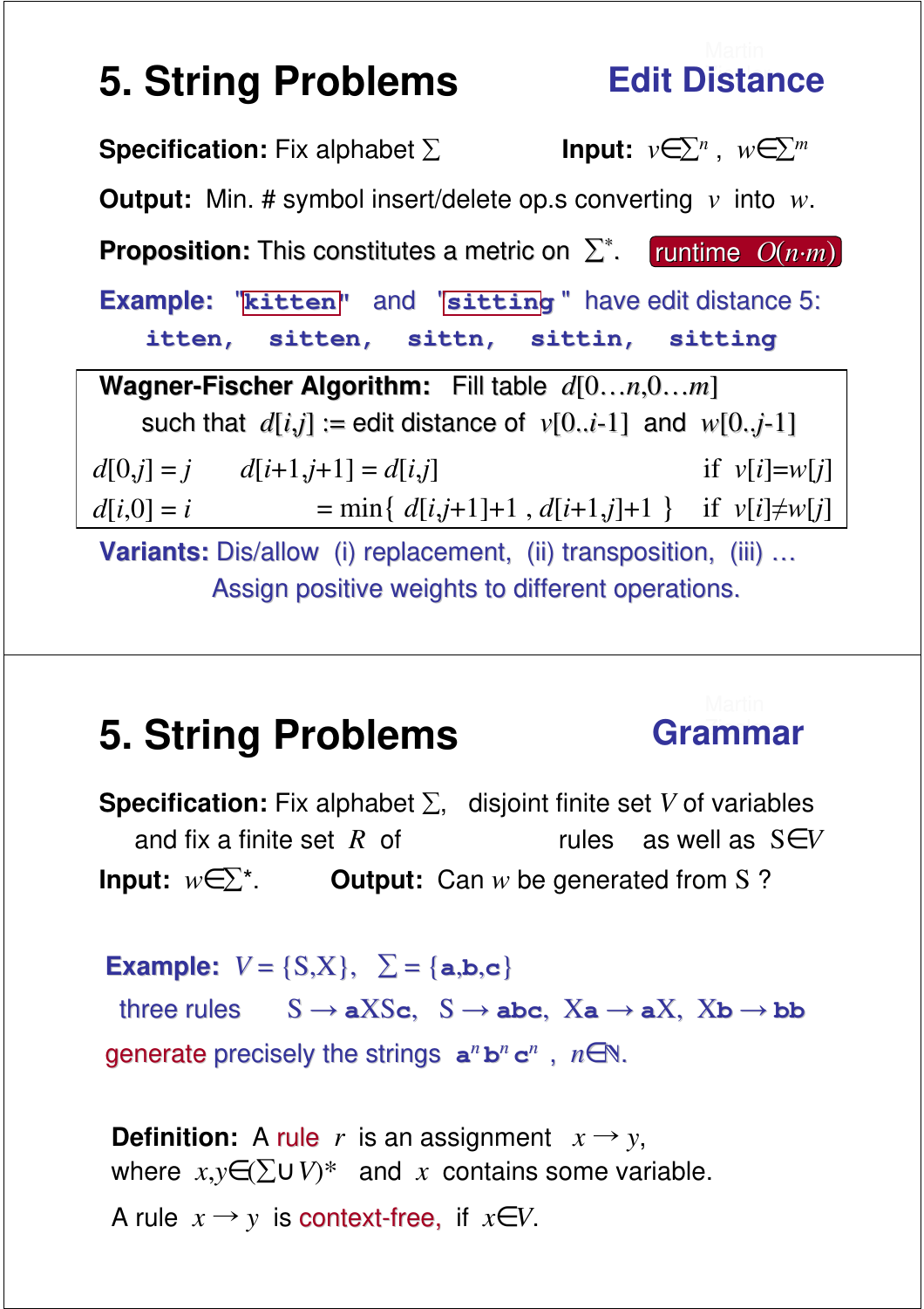# 5. String Problems — Edit Distance

**Specification:** Fix alphabet $\Sigma$ **Input:** $v \in \Sigma^n$, $w \in \Sigma^m$

**Output:** Min. # symbol insert/delete op.s converting $v$ into $w$.

**Proposition:** This constitutes a metric on $\Sigma^*$. runtime $O(n \cdot m)$

**Example:** "kitten" and "sitting" have edit distance 5:
itten, sitten, sittn, sittin, sitting

**Wagner-Fischer Algorithm:** Fill table $d[0\ldots n, 0\ldots m]$
such that $d[i,j]$ := edit distance of $v[0..i\text{-}1]$ and $w[0..j\text{-}1]$

$d[0,j] = j$ $\quad d[i+1,j+1] = d[i,j]$ if $v[i]=w[j]$

$d[i,0] = i$ $\quad = \min\{\, d[i,j+1]+1 \,,\, d[i+1,j]+1 \,\}$ if $v[i] \neq w[j]$

**Variants:** Dis/allow (i) replacement, (ii) transposition, (iii) …
Assign positive weights to different operations.

# 5. String Problems — Grammar

**Specification:** Fix alphabet $\Sigma$, disjoint finite set $V$ of variables
and fix a finite set $R$ of rules as well as $S \in V$

**Input:** $w \in \Sigma^*$. **Output:** Can $w$ be generated from S ?

**Example:** $V = \{S, X\}$, $\Sigma = \{\mathbf{a}, \mathbf{b}, \mathbf{c}\}$

three rules $S \to \mathbf{a}XS\mathbf{c}$, $S \to \mathbf{abc}$, $X\mathbf{a} \to \mathbf{a}X$, $X\mathbf{b} \to \mathbf{bb}$

generate precisely the strings $\mathbf{a}^n \mathbf{b}^n \mathbf{c}^n$, $n \in \mathbb{N}$.

**Definition:** A rule $r$ is an assignment $x \to y$,
where $x,y \in (\Sigma \cup V)^*$ and $x$ contains some variable.

A rule $x \to y$ is context-free, if $x \in V$.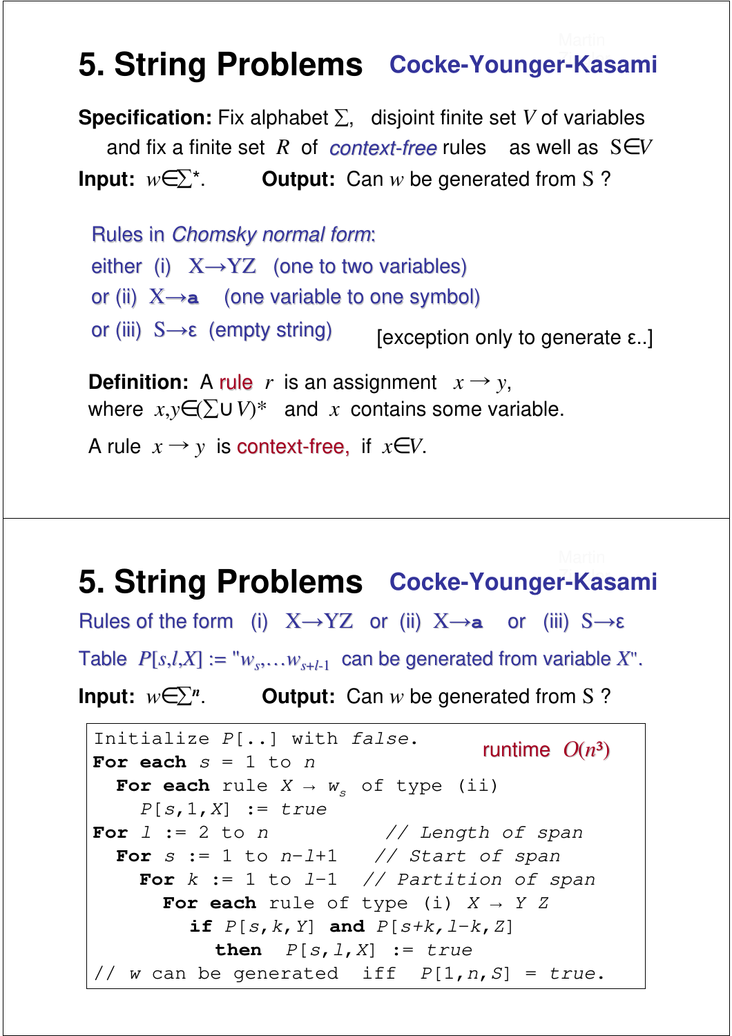# 5. String Problems — Cocke-Younger-Kasami

**Specification:** Fix alphabet $\Sigma$, disjoint finite set $V$ of variables and fix a finite set $R$ of *context-free* rules as well as $S \in V$

**Input:** $w \in \Sigma^*$. **Output:** Can $w$ be generated from $S$ ?

Rules in *Chomsky normal form*:

either (i) $X \to YZ$ (one to two variables)

or (ii) $X \to \mathbf{a}$ (one variable to one symbol)

or (iii) $S \to \varepsilon$ (empty string) [exception only to generate ε..]

**Definition:** A rule $r$ is an assignment $x \to y$, where $x,y \in (\Sigma \cup V)^*$ and $x$ contains some variable.

A rule $x \to y$ is context-free, if $x \in V$.

# 5. String Problems — Cocke-Younger-Kasami

Rules of the form (i) $X \to YZ$ or (ii) $X \to \mathbf{a}$ or (iii) $S \to \varepsilon$

Table $P[s,l,X]$ := "$w_s, \ldots w_{s+l-1}$ can be generated from variable $X$".

**Input:** $w \in \Sigma^n$. **Output:** Can $w$ be generated from $S$ ?

runtime $O(n^3)$

```
Initialize P[..] with false.
For each s = 1 to n
  For each rule X → w_s of type (ii)
    P[s,1,X] := true
For l := 2 to n              // Length of span
  For s := 1 to n-l+1        // Start of span
    For k := 1 to l-1        // Partition of span
      For each rule of type (i) X → Y Z
        if P[s,k,Y] and P[s+k,l-k,Z]
          then P[s,l,X] := true
// w can be generated iff P[1,n,S] = true.
```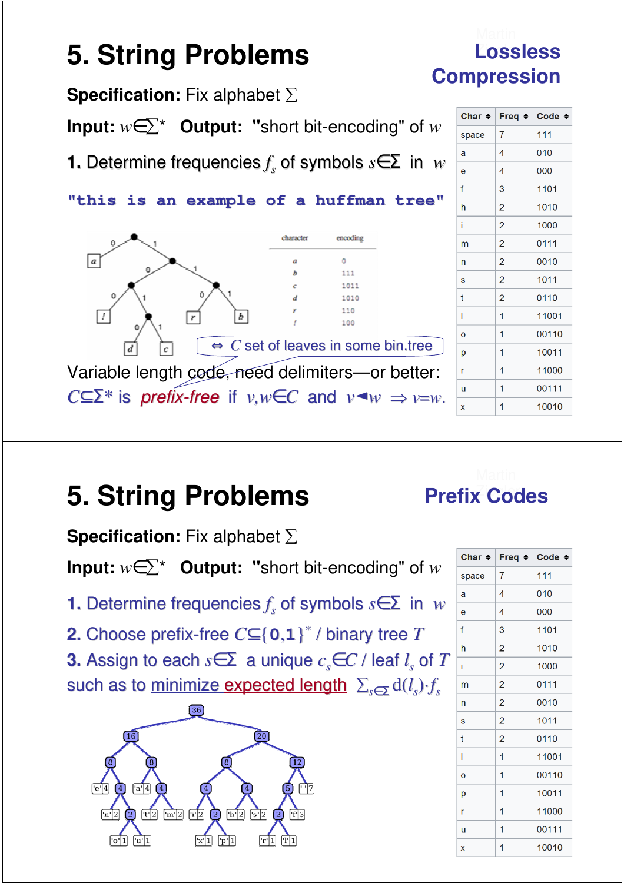# 5. String Problems

## Lossless Compression

**Specification:** Fix alphabet $\Sigma$

**Input:** $w\in\Sigma^*$ **Output:** "short bit-encoding" of $w$

**1.** Determine frequencies $f_s$ of symbols $s\in\Sigma$ in $w$

"this is an example of a huffman tree"

| character | encoding |
|---|---|
| a | 0 |
| b | 111 |
| c | 1011 |
| d | 1010 |
| r | 110 |
| ! | 100 |

$\Leftrightarrow$ $C$ set of leaves in some bin.tree

Variable length code, need delimiters—or better:
$C\subseteq\Sigma^*$ is *prefix-free* if $v,w\in C$ and $v\blacktriangleleft w \Rightarrow v=w$.

| Char | Freq | Code |
|---|---|---|
| space | 7 | 111 |
| a | 4 | 010 |
| e | 4 | 000 |
| f | 3 | 1101 |
| h | 2 | 1010 |
| i | 2 | 1000 |
| m | 2 | 0111 |
| n | 2 | 0010 |
| s | 2 | 1011 |
| t | 2 | 0110 |
| l | 1 | 11001 |
| o | 1 | 00110 |
| p | 1 | 10011 |
| r | 1 | 11000 |
| u | 1 | 00111 |
| x | 1 | 10010 |

# 5. String Problems

## Prefix Codes

**Specification:** Fix alphabet $\Sigma$

**Input:** $w\in\Sigma^*$ **Output:** "short bit-encoding" of $w$

**1.** Determine frequencies $f_s$ of symbols $s\in\Sigma$ in $w$

**2.** Choose prefix-free $C\subseteq\{0,1\}^*$ / binary tree $T$

**3.** Assign to each $s\in\Sigma$ a unique $c_s\in C$ / leaf $l_s$ of $T$ such as to minimize expected length $\sum_{s\in\Sigma} d(l_s)\cdot f_s$

| Char | Freq | Code |
|---|---|---|
| space | 7 | 111 |
| a | 4 | 010 |
| e | 4 | 000 |
| f | 3 | 1101 |
| h | 2 | 1010 |
| i | 2 | 1000 |
| m | 2 | 0111 |
| n | 2 | 0010 |
| s | 2 | 1011 |
| t | 2 | 0110 |
| l | 1 | 11001 |
| o | 1 | 00110 |
| p | 1 | 10011 |
| r | 1 | 11000 |
| u | 1 | 00111 |
| x | 1 | 10010 |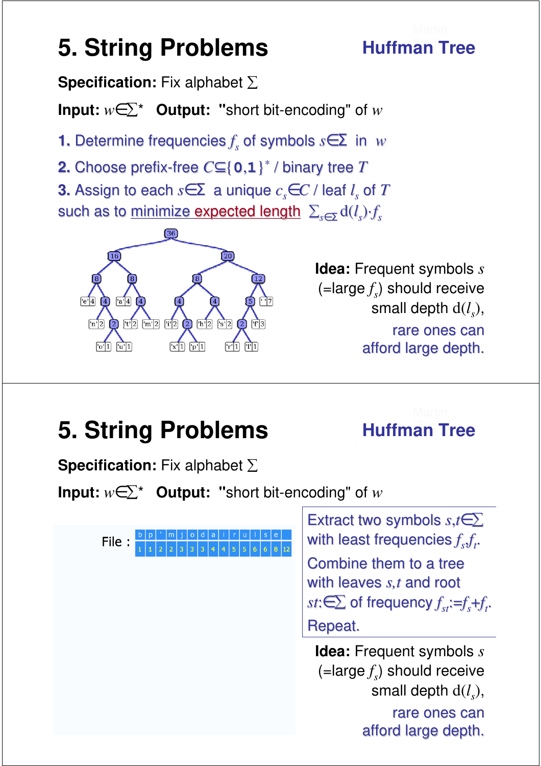# 5. String Problems

## Huffman Tree

**Specification:** Fix alphabet $\Sigma$

**Input:** $w \in \Sigma^*$ **Output:** "short bit-encoding" of $w$

1. Determine frequencies $f_s$ of symbols $s \in \Sigma$ in $w$
2. Choose prefix-free $C \subseteq \{0,1\}^*$ / binary tree $T$
3. Assign to each $s \in \Sigma$ a unique $c_s \in C$ / leaf $l_s$ of $T$

such as to minimize expected length $\sum_{s \in \Sigma} d(l_s) \cdot f_s$

36
16
20
8
8
8
12
'e' 4
4
'a' 4
4
4
4
5
' ' 7
'n' 2
2
't' 2
'm' 2
'i' 2
2
'h' 2
's' 2
2
'f' 3
'o' 1
'u' 1
'x' 1
'p' 1
'r' 1
'l' 1

**Idea:** Frequent symbols $s$ (=large $f_s$) should receive small depth $d(l_s)$, rare ones can afford large depth.

# 5. String Problems

## Huffman Tree

**Specification:** Fix alphabet $\Sigma$

**Input:** $w \in \Sigma^*$ **Output:** "short bit-encoding" of $w$

File :

| b | p | ` | m | j | o | d | a | i | r | u | l | s | e | |
|---|---|---|---|---|---|---|---|---|---|---|---|---|---|---|
| 1 | 1 | 2 | 2 | 3 | 3 | 3 | 4 | 4 | 5 | 5 | 6 | 6 | 8 | 12 |

Extract two symbols $s,t \in \Sigma$ with least frequencies $f_s, f_t$.
Combine them to a tree with leaves $s,t$ and root $st :\in \Sigma$ of frequency $f_{st} := f_s + f_t$.
Repeat.

**Idea:** Frequent symbols $s$ (=large $f_s$) should receive small depth $d(l_s)$, rare ones can afford large depth.